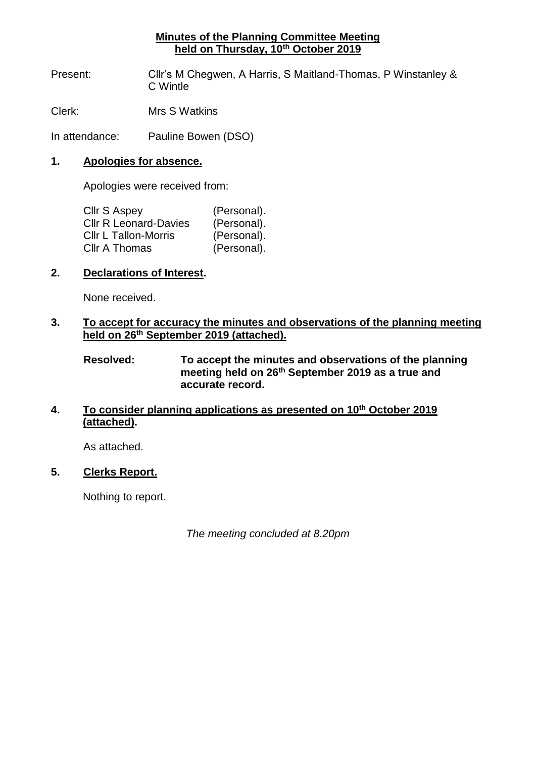**Minutes of the Planning Committee Meeting**
**held on Thursday, 10th October 2019**

Present: Cllr's M Chegwen, A Harris, S Maitland-Thomas, P Winstanley & C Wintle

Clerk: Mrs S Watkins

In attendance: Pauline Bowen (DSO)

## 1. Apologies for absence.

Apologies were received from:

| | |
|---|---|
| Cllr S Aspey | (Personal). |
| Cllr R Leonard-Davies | (Personal). |
| Cllr L Tallon-Morris | (Personal). |
| Cllr A Thomas | (Personal). |

## 2. Declarations of Interest.

None received.

## 3. To accept for accuracy the minutes and observations of the planning meeting held on 26th September 2019 (attached).

**Resolved: To accept the minutes and observations of the planning meeting held on 26th September 2019 as a true and accurate record.**

## 4. To consider planning applications as presented on 10th October 2019 (attached).

As attached.

## 5. Clerks Report.

Nothing to report.

*The meeting concluded at 8.20pm*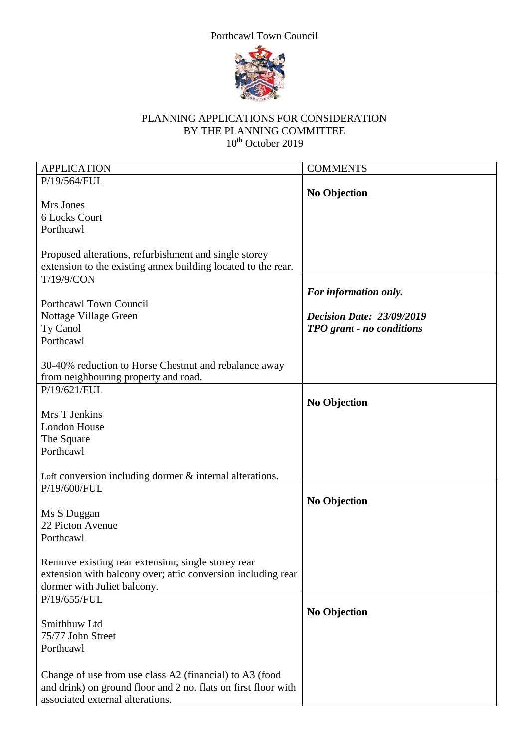Porthcawl Town Council

PLANNING APPLICATIONS FOR CONSIDERATION
BY THE PLANNING COMMITTEE
10th October 2019

| APPLICATION | COMMENTS |
|---|---|
| P/19/564/FUL<br><br>Mrs Jones<br>6 Locks Court<br>Porthcawl<br><br>Proposed alterations, refurbishment and single storey extension to the existing annex building located to the rear. | **No Objection** |
| T/19/9/CON<br><br>Porthcawl Town Council<br>Nottage Village Green<br>Ty Canol<br>Porthcawl<br><br>30-40% reduction to Horse Chestnut and rebalance away from neighbouring property and road. | ***For information only.***<br><br>***Decision Date: 23/09/2019***<br>***TPO grant - no conditions*** |
| P/19/621/FUL<br><br>Mrs T Jenkins<br>London House<br>The Square<br>Porthcawl<br><br>Loft conversion including dormer & internal alterations. | **No Objection** |
| P/19/600/FUL<br><br>Ms S Duggan<br>22 Picton Avenue<br>Porthcawl<br><br>Remove existing rear extension; single storey rear extension with balcony over; attic conversion including rear dormer with Juliet balcony. | **No Objection** |
| P/19/655/FUL<br><br>Smithhuw Ltd<br>75/77 John Street<br>Porthcawl<br><br>Change of use from use class A2 (financial) to A3 (food and drink) on ground floor and 2 no. flats on first floor with associated external alterations. | **No Objection** |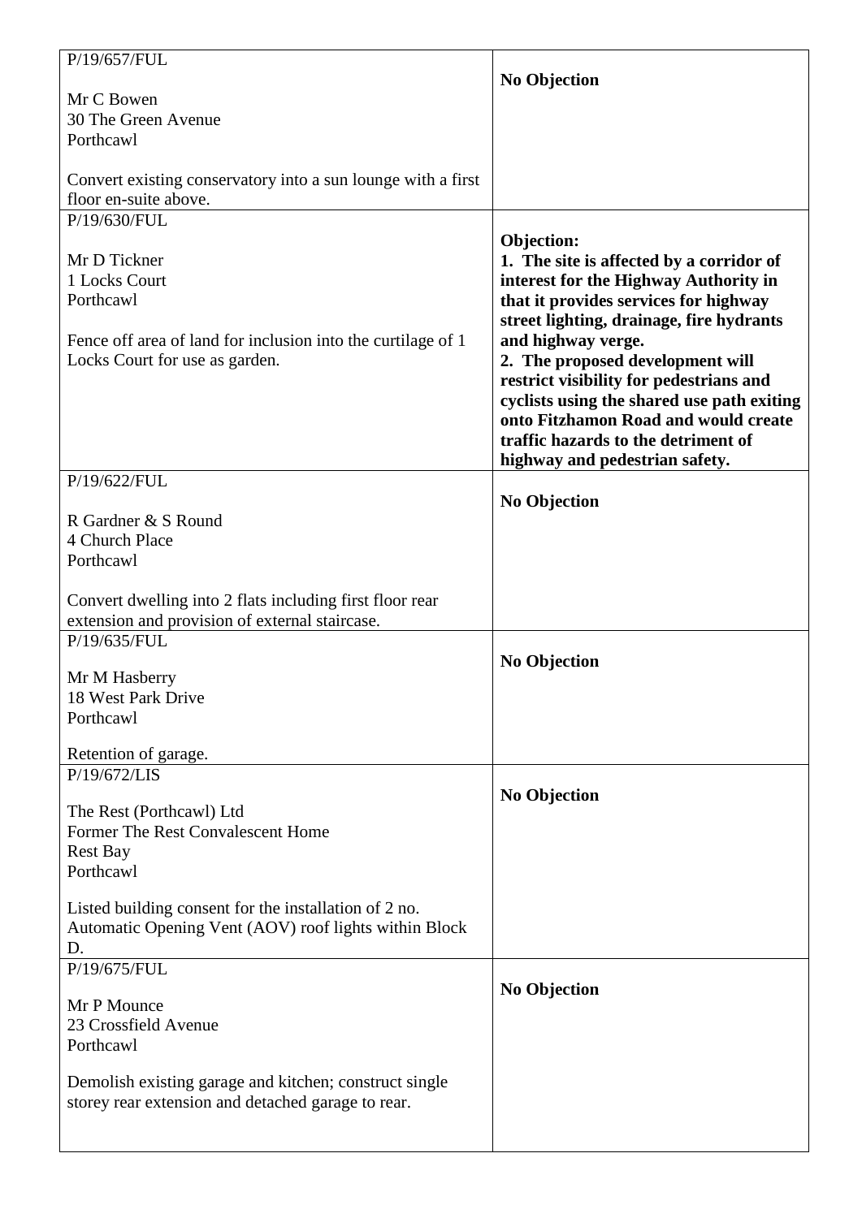| | |
|---|---|
| P/19/657/FUL<br><br>Mr C Bowen<br>30 The Green Avenue<br>Porthcawl<br><br>Convert existing conservatory into a sun lounge with a first floor en-suite above. | **No Objection** |
| P/19/630/FUL<br><br>Mr D Tickner<br>1 Locks Court<br>Porthcawl<br><br>Fence off area of land for inclusion into the curtilage of 1 Locks Court for use as garden. | **Objection:**<br>**1. The site is affected by a corridor of interest for the Highway Authority in that it provides services for highway street lighting, drainage, fire hydrants and highway verge.**<br>**2. The proposed development will restrict visibility for pedestrians and cyclists using the shared use path exiting onto Fitzhamon Road and would create traffic hazards to the detriment of highway and pedestrian safety.** |
| P/19/622/FUL<br><br>R Gardner & S Round<br>4 Church Place<br>Porthcawl<br><br>Convert dwelling into 2 flats including first floor rear extension and provision of external staircase. | **No Objection** |
| P/19/635/FUL<br><br>Mr M Hasberry<br>18 West Park Drive<br>Porthcawl<br><br>Retention of garage. | **No Objection** |
| P/19/672/LIS<br><br>The Rest (Porthcawl) Ltd<br>Former The Rest Convalescent Home<br>Rest Bay<br>Porthcawl<br><br>Listed building consent for the installation of 2 no. Automatic Opening Vent (AOV) roof lights within Block D. | **No Objection** |
| P/19/675/FUL<br><br>Mr P Mounce<br>23 Crossfield Avenue<br>Porthcawl<br><br>Demolish existing garage and kitchen; construct single storey rear extension and detached garage to rear. | **No Objection** |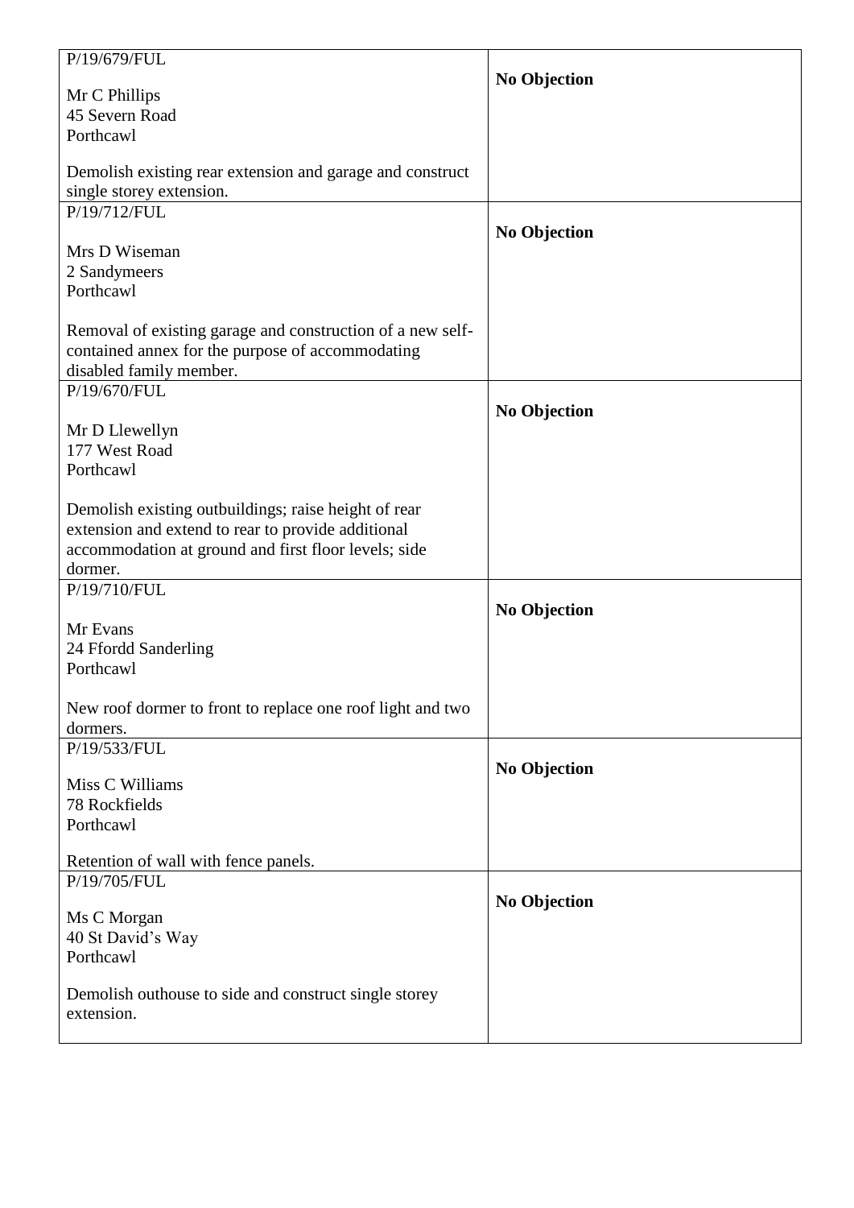| | |
|---|---|
| P/19/679/FUL<br><br>Mr C Phillips<br>45 Severn Road<br>Porthcawl<br><br>Demolish existing rear extension and garage and construct single storey extension. | **No Objection** |
| P/19/712/FUL<br><br>Mrs D Wiseman<br>2 Sandymeers<br>Porthcawl<br><br>Removal of existing garage and construction of a new self-contained annex for the purpose of accommodating disabled family member. | **No Objection** |
| P/19/670/FUL<br><br>Mr D Llewellyn<br>177 West Road<br>Porthcawl<br><br>Demolish existing outbuildings; raise height of rear extension and extend to rear to provide additional accommodation at ground and first floor levels; side dormer. | **No Objection** |
| P/19/710/FUL<br><br>Mr Evans<br>24 Ffordd Sanderling<br>Porthcawl<br><br>New roof dormer to front to replace one roof light and two dormers. | **No Objection** |
| P/19/533/FUL<br><br>Miss C Williams<br>78 Rockfields<br>Porthcawl<br><br>Retention of wall with fence panels. | **No Objection** |
| P/19/705/FUL<br><br>Ms C Morgan<br>40 St David's Way<br>Porthcawl<br><br>Demolish outhouse to side and construct single storey extension. | **No Objection** |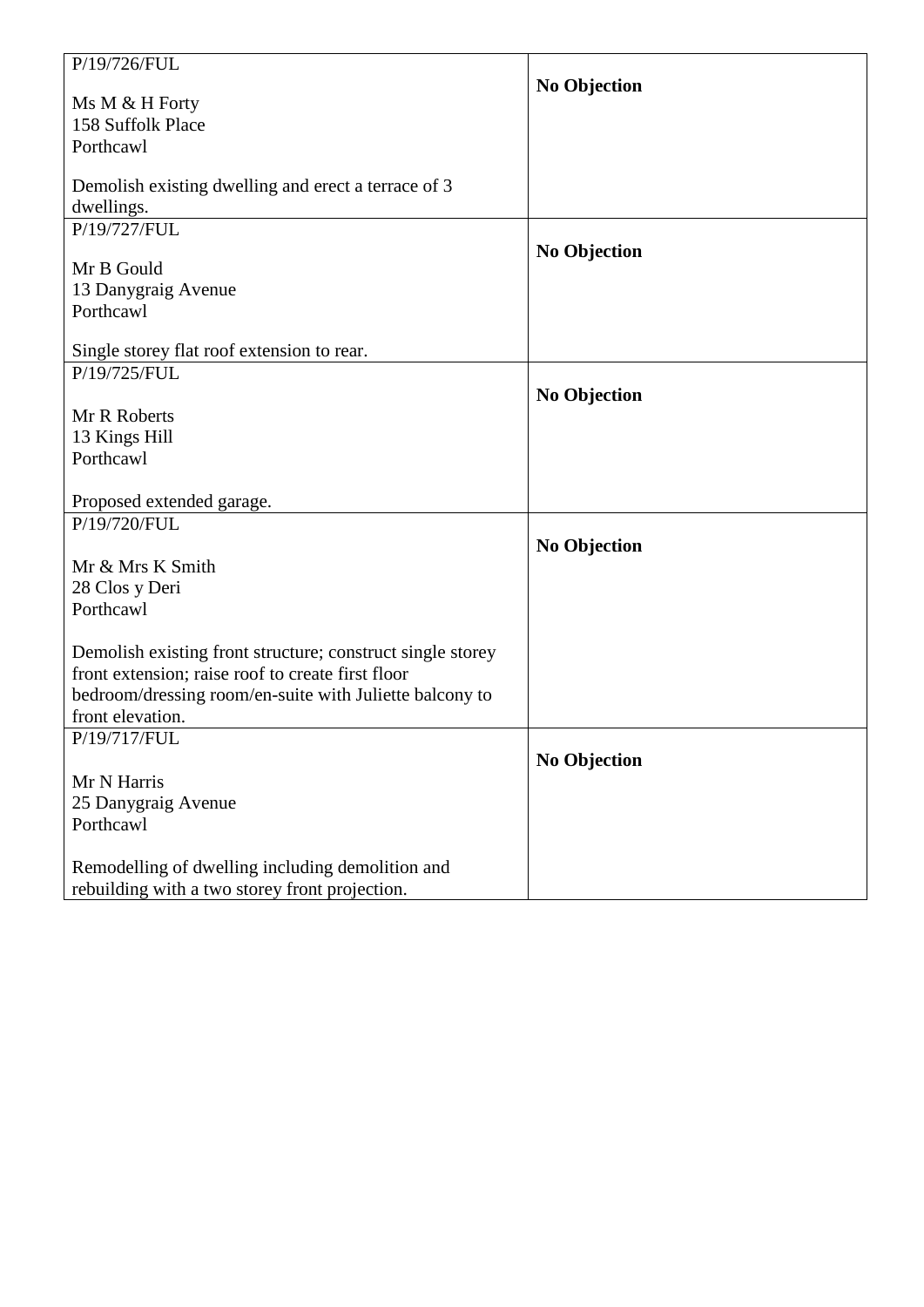| | |
|---|---|
| P/19/726/FUL<br><br>Ms M & H Forty<br>158 Suffolk Place<br>Porthcawl<br><br>Demolish existing dwelling and erect a terrace of 3 dwellings. | **No Objection** |
| P/19/727/FUL<br><br>Mr B Gould<br>13 Danygraig Avenue<br>Porthcawl<br><br>Single storey flat roof extension to rear. | **No Objection** |
| P/19/725/FUL<br><br>Mr R Roberts<br>13 Kings Hill<br>Porthcawl<br><br>Proposed extended garage. | **No Objection** |
| P/19/720/FUL<br><br>Mr & Mrs K Smith<br>28 Clos y Deri<br>Porthcawl<br><br>Demolish existing front structure; construct single storey front extension; raise roof to create first floor bedroom/dressing room/en-suite with Juliette balcony to front elevation. | **No Objection** |
| P/19/717/FUL<br><br>Mr N Harris<br>25 Danygraig Avenue<br>Porthcawl<br><br>Remodelling of dwelling including demolition and rebuilding with a two storey front projection. | **No Objection** |